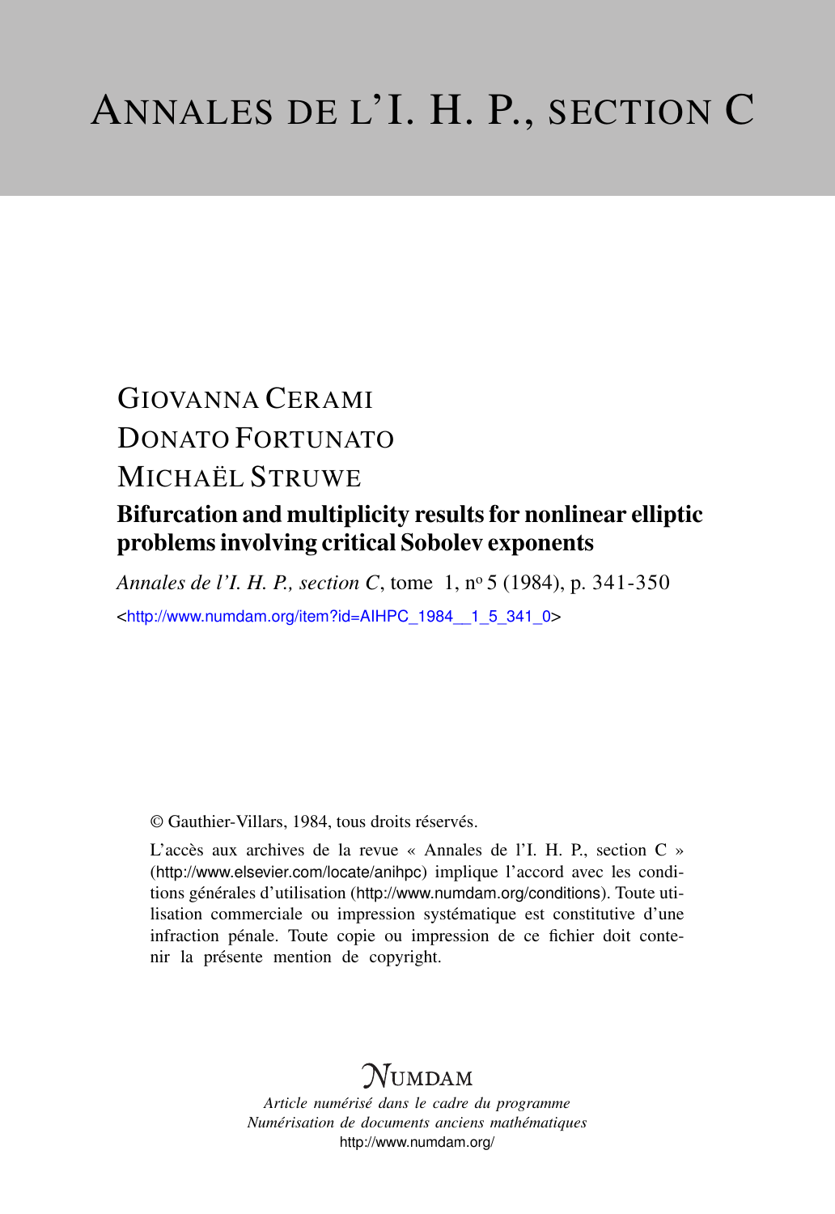# ANNALES DE L'I. H. P., SECTION C

GIOVANNA CERAMI

DONATO FORTUNATO

MICHAËL STRUWE

## Bifurcation and multiplicity results for nonlinear elliptic problems involving critical Sobolev exponents

*Annales de l'I. H. P., section C*, tome 1, n° 5 (1984), p. 341-350

<http://www.numdam.org/item?id=AIHPC_1984__1_5_341_0>

© Gauthier-Villars, 1984, tous droits réservés.

L'accès aux archives de la revue « Annales de l'I. H. P., section C » (http://www.elsevier.com/locate/anihpc) implique l'accord avec les conditions générales d'utilisation (http://www.numdam.org/conditions). Toute utilisation commerciale ou impression systématique est constitutive d'une infraction pénale. Toute copie ou impression de ce fichier doit contenir la présente mention de copyright.

NUMDAM

*Article numérisé dans le cadre du programme Numérisation de documents anciens mathématiques*
http://www.numdam.org/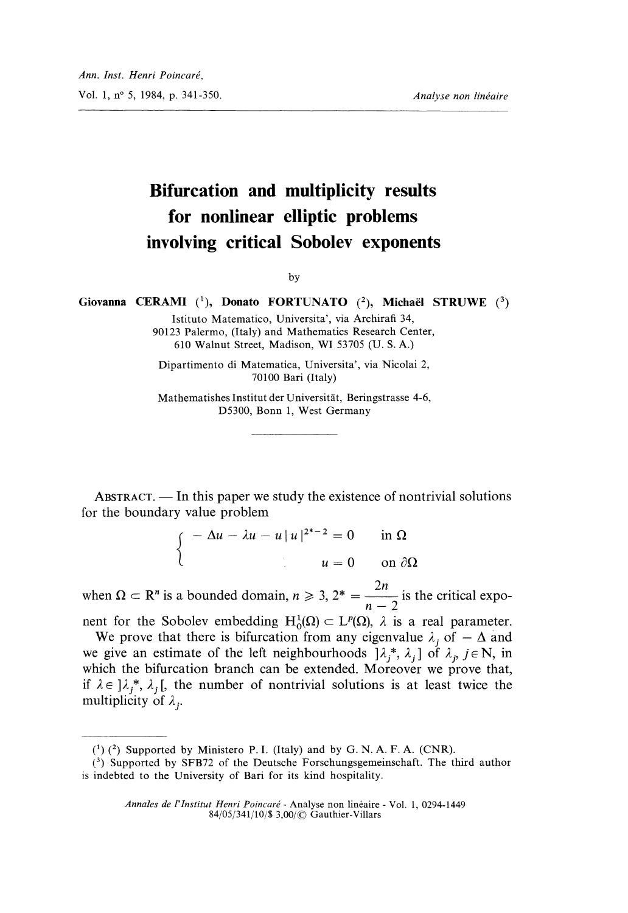# Bifurcation and multiplicity results for nonlinear elliptic problems involving critical Sobolev exponents

by

**Giovanna CERAMI** [1], **Donato FORTUNATO** [2], **Michaël STRUWE** [3]

Istituto Matematico, Universita', via Archirafi 34, 90123 Palermo, (Italy) and Mathematics Research Center, 610 Walnut Street, Madison, WI 53705 (U. S. A.)

Dipartimento di Matematica, Universita', via Nicolai 2, 70100 Bari (Italy)

Mathematishes Institut der Universität, Beringstrasse 4-6, D5300, Bonn 1, West Germany

ABSTRACT. — In this paper we study the existence of nontrivial solutions for the boundary value problem

$$\begin{cases} -\Delta u - \lambda u - u\,|\,u\,|^{2^*-2} = 0 & \text{in } \Omega \\ u = 0 & \text{on } \partial\Omega \end{cases}$$

when $\Omega \subset \mathbb{R}^n$ is a bounded domain, $n \geqslant 3$, $2^* = \dfrac{2n}{n-2}$ is the critical exponent for the Sobolev embedding $H_0^1(\Omega) \subset L^p(\Omega)$, $\lambda$ is a real parameter. We prove that there is bifurcation from any eigenvalue $\lambda_j$ of $-\Delta$ and we give an estimate of the left neighbourhoods $]\lambda_j^*, \lambda_j]$ of $\lambda_j$, $j \in \mathbb{N}$, in which the bifurcation branch can be extended. Moreover we prove that, if $\lambda \in\, ]\lambda_j^*, \lambda_j[$, the number of nontrivial solutions is at least twice the multiplicity of $\lambda_j$.

---

[1] [2] Supported by Ministero P. I. (Italy) and by G. N. A. F. A. (CNR).

[3] Supported by SFB72 of the Deutsche Forschungsgemeinschaft. The third author is indebted to the University of Bari for its kind hospitality.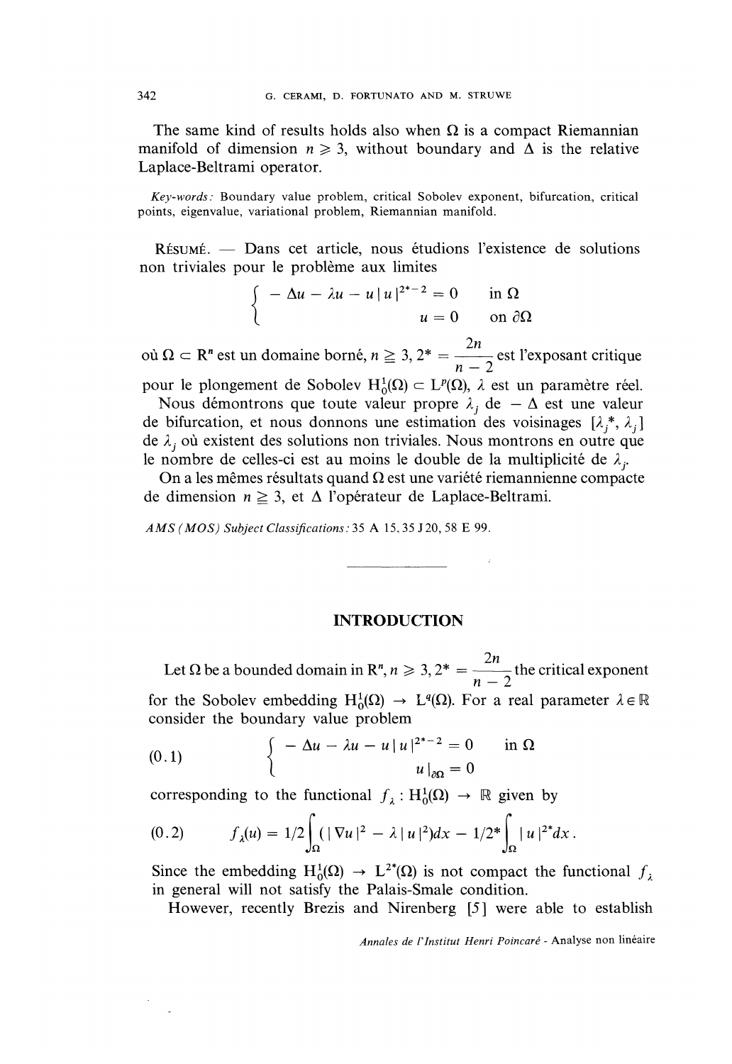The same kind of results holds also when $\Omega$ is a compact Riemannian manifold of dimension $n \geqslant 3$, without boundary and $\Delta$ is the relative Laplace-Beltrami operator.

*Key-words:* Boundary value problem, critical Sobolev exponent, bifurcation, critical points, eigenvalue, variational problem, Riemannian manifold.

RÉSUMÉ. — Dans cet article, nous étudions l'existence de solutions non triviales pour le problème aux limites

$$\begin{cases} -\Delta u - \lambda u - u\,|\,u\,|^{2^*-2} = 0 & \text{in } \Omega \\ u = 0 & \text{on } \partial\Omega \end{cases}$$

où $\Omega \subset \mathbb{R}^n$ est un domaine borné, $n \geqq 3$, $2^* = \dfrac{2n}{n-2}$ est l'exposant critique pour le plongement de Sobolev $H_0^1(\Omega) \subset L^p(\Omega)$, $\lambda$ est un paramètre réel.

Nous démontrons que toute valeur propre $\lambda_j$ de $-\Delta$ est une valeur de bifurcation, et nous donnons une estimation des voisinages $[\lambda_j^*, \lambda_j]$ de $\lambda_j$ où existent des solutions non triviales. Nous montrons en outre que le nombre de celles-ci est au moins le double de la multiplicité de $\lambda_j$.

On a les mêmes résultats quand $\Omega$ est une variété riemannienne compacte de dimension $n \geqq 3$, et $\Delta$ l'opérateur de Laplace-Beltrami.

*AMS (MOS) Subject Classifications:* 35 A 15, 35 J 20, 58 E 99.

---

## INTRODUCTION

Let $\Omega$ be a bounded domain in $\mathbb{R}^n$, $n \geqslant 3$, $2^* = \dfrac{2n}{n-2}$ the critical exponent for the Sobolev embedding $H_0^1(\Omega) \to L^q(\Omega)$. For a real parameter $\lambda \in \mathbb{R}$ consider the boundary value problem

$$\text{(0.1)} \qquad \begin{cases} -\Delta u - \lambda u - u\,|\,u\,|^{2^*-2} = 0 & \text{in } \Omega \\ u\,|_{\partial\Omega} = 0 \end{cases}$$

corresponding to the functional $f_\lambda : H_0^1(\Omega) \to \mathbb{R}$ given by

$$\text{(0.2)} \qquad f_\lambda(u) = 1/2\int_\Omega (\,|\,\nabla u\,|^2 - \lambda\,|\,u\,|^2)dx - 1/2^*\int_\Omega |\,u\,|^{2^*}dx\,.$$

Since the embedding $H_0^1(\Omega) \to L^{2^*}(\Omega)$ is not compact the functional $f_\lambda$ in general will not satisfy the Palais-Smale condition.

However, recently Brezis and Nirenberg [5] were able to establish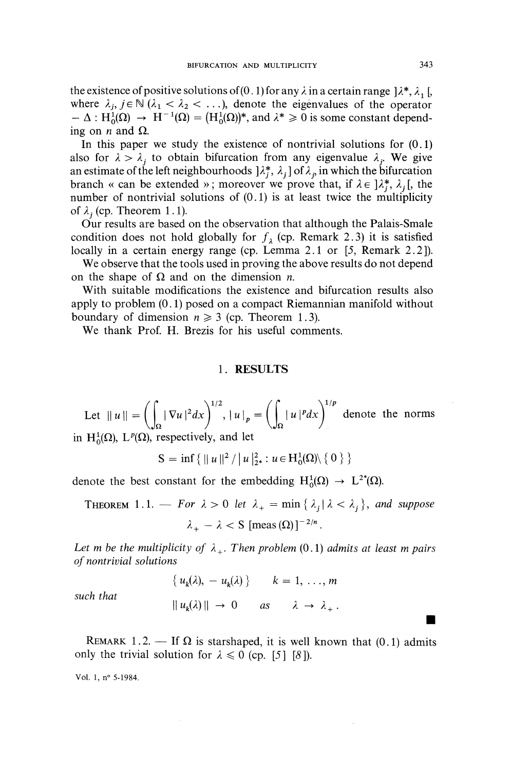the existence of positive solutions of (0.1) for any $\lambda$ in a certain range $]\lambda^*, \lambda_1[$, where $\lambda_j$, $j \in \mathbb{N}$ $(\lambda_1 < \lambda_2 < \ldots)$, denote the eigenvalues of the operator $-\Delta : H_0^1(\Omega) \to H^{-1}(\Omega) = (H_0^1(\Omega))^*$, and $\lambda^* \geqslant 0$ is some constant depending on $n$ and $\Omega$.

In this paper we study the existence of nontrivial solutions for (0.1) also for $\lambda > \lambda_j$ to obtain bifurcation from any eigenvalue $\lambda_j$. We give an estimate of the left neighbourhoods $]\lambda_j^*, \lambda_j]$ of $\lambda_j$, in which the bifurcation branch « can be extended »; moreover we prove that, if $\lambda \in ]\lambda_j^*, \lambda_j[$, the number of nontrivial solutions of (0.1) is at least twice the multiplicity of $\lambda_j$ (cp. Theorem 1.1).

Our results are based on the observation that although the Palais-Smale condition does not hold globally for $f_\lambda$ (cp. Remark 2.3) it is satisfied locally in a certain energy range (cp. Lemma 2.1 or [5, Remark 2.2]).

We observe that the tools used in proving the above results do not depend on the shape of $\Omega$ and on the dimension $n$.

With suitable modifications the existence and bifurcation results also apply to problem (0.1) posed on a compact Riemannian manifold without boundary of dimension $n \geqslant 3$ (cp. Theorem 1.3).

We thank Prof. H. Brezis for his useful comments.

## 1. RESULTS

Let $\| u \| = \left( \int_\Omega | \nabla u |^2 dx \right)^{1/2}$, $| u |_p = \left( \int_\Omega | u |^p dx \right)^{1/p}$ denote the norms in $H_0^1(\Omega)$, $L^p(\Omega)$, respectively, and let

$$S = \inf \{ \| u \|^2 / | u |_{2^*}^2 : u \in H_0^1(\Omega) \setminus \{ 0 \} \}$$

denote the best constant for the embedding $H_0^1(\Omega) \to L^{2^*}(\Omega)$.

THEOREM 1.1. — *For $\lambda > 0$ let $\lambda_+ = \min \{ \lambda_j \mid \lambda < \lambda_j \}$, and suppose*

$$\lambda_+ - \lambda < S \, [\operatorname{meas}(\Omega)]^{-2/n}.$$

*Let $m$ be the multiplicity of $\lambda_+$. Then problem (0.1) admits at least $m$ pairs of nontrivial solutions*

$$\{ u_k(\lambda), \, - u_k(\lambda) \} \qquad k = 1, \ldots, m$$

*such that*

$$\| u_k(\lambda) \| \to 0 \qquad as \qquad \lambda \to \lambda_+ .$$

■

REMARK 1.2. — If $\Omega$ is starshaped, it is well known that (0.1) admits only the trivial solution for $\lambda \leqslant 0$ (cp. [5] [8]).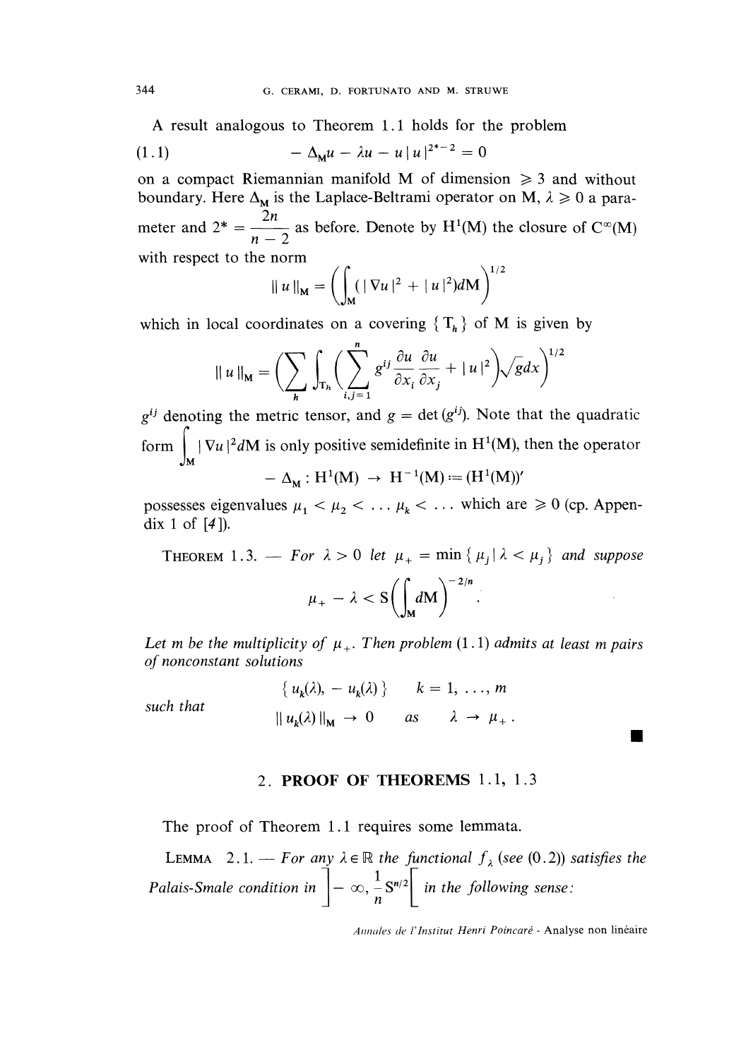A result analogous to Theorem 1.1 holds for the problem

$$(1.1) \qquad -\Delta_M u - \lambda u - u|u|^{2^*-2} = 0$$

on a compact Riemannian manifold M of dimension $\geqslant 3$ and without boundary. Here $\Delta_M$ is the Laplace-Beltrami operator on M, $\lambda \geqslant 0$ a parameter and $2^* = \dfrac{2n}{n-2}$ as before. Denote by $H^1(M)$ the closure of $C^\infty(M)$ with respect to the norm

$$\| u \|_M = \left( \int_M (|\nabla u|^2 + |u|^2) dM \right)^{1/2}$$

which in local coordinates on a covering $\{ T_h \}$ of M is given by

$$\| u \|_M = \left( \sum_h \int_{T_h} \left( \sum_{i,j=1}^n g^{ij} \frac{\partial u}{\partial x_i} \frac{\partial u}{\partial x_j} + |u|^2 \right) \sqrt{g} dx \right)^{1/2}$$

$g^{ij}$ denoting the metric tensor, and $g = \det(g^{ij})$. Note that the quadratic form $\int_M |\nabla u|^2 dM$ is only positive semidefinite in $H^1(M)$, then the operator

$$-\Delta_M : H^1(M) \to H^{-1}(M) := (H^1(M))'$$

possesses eigenvalues $\mu_1 < \mu_2 < \dots \mu_k < \dots$ which are $\geqslant 0$ (cp. Appendix 1 of [4]).

THEOREM 1.3. — *For $\lambda > 0$ let $\mu_+ = \min\{ \mu_j \mid \lambda < \mu_j \}$ and suppose*

$$\mu_+ - \lambda < S \left( \int_M dM \right)^{-2/n}.$$

*Let m be the multiplicity of $\mu_+$. Then problem* (1.1) *admits at least m pairs of nonconstant solutions*

$$\{ u_k(\lambda), -u_k(\lambda) \} \qquad k = 1, \dots, m$$

*such that*

$$\| u_k(\lambda) \|_M \to 0 \qquad as \qquad \lambda \to \mu_+ .$$

■

## 2. PROOF OF THEOREMS 1.1, 1.3

The proof of Theorem 1.1 requires some lemmata.

LEMMA 2.1. — *For any $\lambda \in \mathbb{R}$ the functional $f_\lambda$ (see (0.2)) satisfies the Palais-Smale condition in $\left] -\infty, \frac{1}{n} S^{n/2} \right[$ in the following sense:*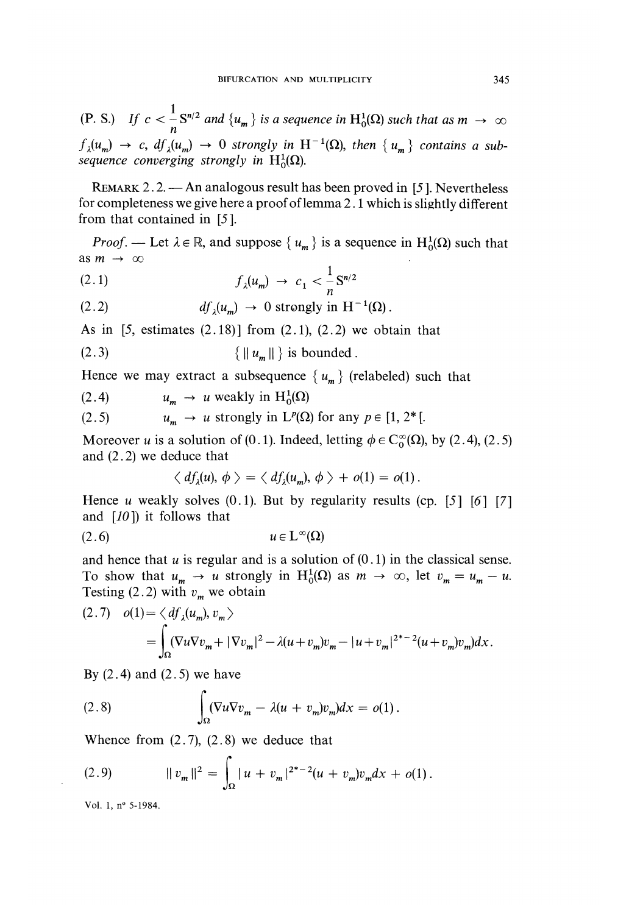(P. S.) *If* $c < \frac{1}{n} S^{n/2}$ *and* $\{u_m\}$ *is a sequence in* $H_0^1(\Omega)$ *such that as* $m \to \infty$ $f_\lambda(u_m) \to c$, $df_\lambda(u_m) \to 0$ *strongly in* $H^{-1}(\Omega)$, *then* $\{u_m\}$ *contains a subsequence converging strongly in* $H_0^1(\Omega)$.

REMARK 2.2. — An analogous result has been proved in [5]. Nevertheless for completeness we give here a proof of lemma 2.1 which is slightly different from that contained in [5].

*Proof.* — Let $\lambda \in \mathbb{R}$, and suppose $\{u_m\}$ is a sequence in $H_0^1(\Omega)$ such that as $m \to \infty$

$$f_\lambda(u_m) \to c_1 < \frac{1}{n} S^{n/2} \tag{2.1}$$

$$df_\lambda(u_m) \to 0 \text{ strongly in } H^{-1}(\Omega). \tag{2.2}$$

As in [5, estimates (2.18)] from (2.1), (2.2) we obtain that

$$\{ \| u_m \| \} \text{ is bounded.} \tag{2.3}$$

Hence we may extract a subsequence $\{u_m\}$ (relabeled) such that

$$u_m \to u \text{ weakly in } H_0^1(\Omega) \tag{2.4}$$

$$u_m \to u \text{ strongly in } L^p(\Omega) \text{ for any } p \in [1, 2^*[. \tag{2.5}$$

Moreover $u$ is a solution of (0.1). Indeed, letting $\phi \in C_0^\infty(\Omega)$, by (2.4), (2.5) and (2.2) we deduce that

$$\langle df_\lambda(u), \phi \rangle = \langle df_\lambda(u_m), \phi \rangle + o(1) = o(1).$$

Hence $u$ weakly solves (0.1). But by regularity results (cp. [5] [6] [7] and [10]) it follows that

$$u \in L^\infty(\Omega) \tag{2.6}$$

and hence that $u$ is regular and is a solution of (0.1) in the classical sense. To show that $u_m \to u$ strongly in $H_0^1(\Omega)$ as $m \to \infty$, let $v_m = u_m - u$. Testing (2.2) with $v_m$ we obtain

$$\begin{aligned} o(1) &= \langle df_\lambda(u_m), v_m \rangle \\ &= \int_\Omega (\nabla u \nabla v_m + |\nabla v_m|^2 - \lambda(u+v_m)v_m - |u+v_m|^{2^*-2}(u+v_m)v_m)dx. \end{aligned} \tag{2.7}$$

By (2.4) and (2.5) we have

$$\int_\Omega (\nabla u \nabla v_m - \lambda(u + v_m)v_m)dx = o(1). \tag{2.8}$$

Whence from (2.7), (2.8) we deduce that

$$\| v_m \|^2 = \int_\Omega |u + v_m|^{2^*-2}(u + v_m)v_m dx + o(1). \tag{2.9}$$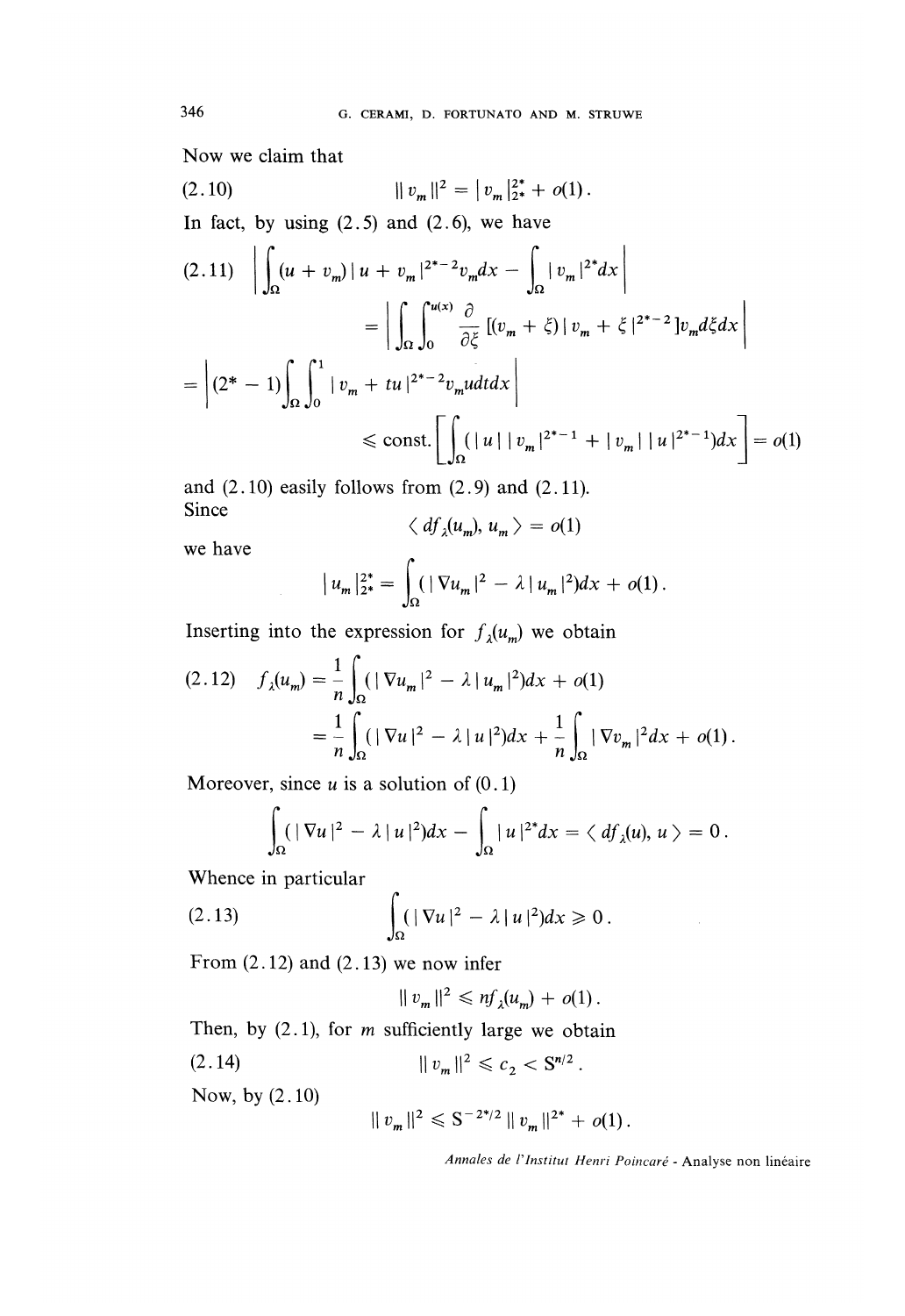Now we claim that

$$
(2.10) \qquad \| v_m \|^2 = | v_m |_{2^*}^{2^*} + o(1).
$$

In fact, by using (2.5) and (2.6), we have

$$
(2.11) \quad \left| \int_\Omega (u + v_m) | u + v_m |^{2^*-2} v_m dx - \int_\Omega | v_m |^{2^*} dx \right|
$$

$$
= \left| \int_\Omega \int_0^{u(x)} \frac{\partial}{\partial \xi} [(v_m + \xi) | v_m + \xi |^{2^*-2}] v_m d\xi dx \right|
$$

$$
= \left| (2^* - 1) \int_\Omega \int_0^1 | v_m + tu |^{2^*-2} v_m u dt dx \right|
$$

$$
\leqslant \text{const.} \left[ \int_\Omega ( | u | | v_m |^{2^*-1} + | v_m | | u |^{2^*-1} ) dx \right] = o(1)
$$

and (2.10) easily follows from (2.9) and (2.11).

Since

$$
\langle df_\lambda(u_m), u_m \rangle = o(1)
$$

we have

$$
| u_m |_{2^*}^{2^*} = \int_\Omega ( | \nabla u_m |^2 - \lambda | u_m |^2 ) dx + o(1).
$$

Inserting into the expression for $f_\lambda(u_m)$ we obtain

$$
(2.12) \quad f_\lambda(u_m) = \frac{1}{n} \int_\Omega ( | \nabla u_m |^2 - \lambda | u_m |^2 ) dx + o(1)
$$

$$
= \frac{1}{n} \int_\Omega ( | \nabla u |^2 - \lambda | u |^2 ) dx + \frac{1}{n} \int_\Omega | \nabla v_m |^2 dx + o(1).
$$

Moreover, since $u$ is a solution of (0.1)

$$
\int_\Omega ( | \nabla u |^2 - \lambda | u |^2 ) dx - \int_\Omega | u |^{2^*} dx = \langle df_\lambda(u), u \rangle = 0.
$$

Whence in particular

$$
(2.13) \qquad \int_\Omega ( | \nabla u |^2 - \lambda | u |^2 ) dx \geqslant 0.
$$

From (2.12) and (2.13) we now infer

$$
\| v_m \|^2 \leqslant n f_\lambda(u_m) + o(1).
$$

Then, by (2.1), for $m$ sufficiently large we obtain

$$
(2.14) \qquad \| v_m \|^2 \leqslant c_2 < S^{n/2}.
$$

Now, by (2.10)

$$
\| v_m \|^2 \leqslant S^{-2^*/2} \| v_m \|^{2^*} + o(1).
$$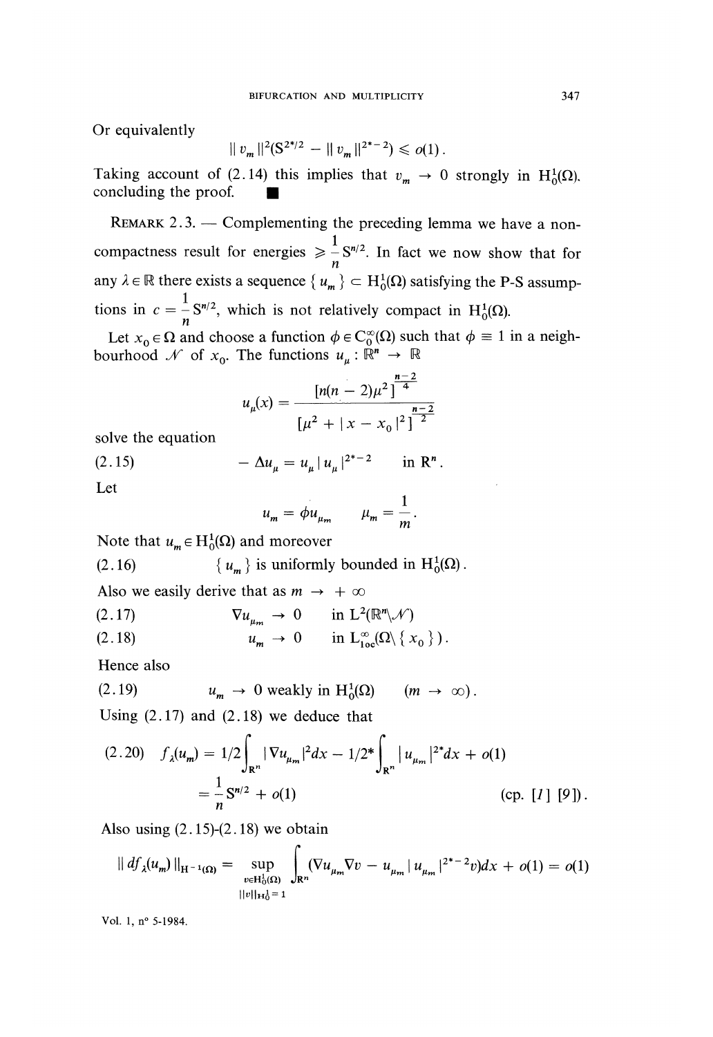Or equivalently

$$\| v_m \|^2 (S^{2^*/2} - \| v_m \|^{2^*-2}) \leqslant o(1).$$

Taking account of (2.14) this implies that $v_m \to 0$ strongly in $H_0^1(\Omega)$, concluding the proof. ∎

REMARK 2.3. — Complementing the preceding lemma we have a non-compactness result for energies $\geqslant \frac{1}{n} S^{n/2}$. In fact we now show that for any $\lambda \in \mathbb{R}$ there exists a sequence $\{ u_m \} \subset H_0^1(\Omega)$ satisfying the P-S assumptions in $c = \frac{1}{n} S^{n/2}$, which is not relatively compact in $H_0^1(\Omega)$.

Let $x_0 \in \Omega$ and choose a function $\phi \in C_0^\infty(\Omega)$ such that $\phi \equiv 1$ in a neighbourhood $\mathcal{N}$ of $x_0$. The functions $u_\mu : \mathbb{R}^n \to \mathbb{R}$

$$u_\mu(x) = \frac{[n(n-2)\mu^2]^{\frac{n-2}{4}}}{[\mu^2 + |x - x_0|^2]^{\frac{n-2}{2}}}$$

solve the equation

$$- \Delta u_\mu = u_\mu |u_\mu|^{2^*-2} \quad \text{in } \mathbb{R}^n. \tag{2.15}$$

Let

$$u_m = \phi u_{\mu_m} \qquad \mu_m = \frac{1}{m}.$$

Note that $u_m \in H_0^1(\Omega)$ and moreover

$$\{ u_m \} \text{ is uniformly bounded in } H_0^1(\Omega). \tag{2.16}$$

Also we easily derive that as $m \to +\infty$

$$\nabla u_{\mu_m} \to 0 \quad \text{in } L^2(\mathbb{R}^n \backslash \mathcal{N}) \tag{2.17}$$

$$u_m \to 0 \quad \text{in } L^\infty_{\text{loc}}(\Omega \backslash \{ x_0 \}). \tag{2.18}$$

Hence also

$$u_m \to 0 \text{ weakly in } H_0^1(\Omega) \quad (m \to \infty). \tag{2.19}$$

Using (2.17) and (2.18) we deduce that

$$\begin{aligned} f_\lambda(u_m) &= 1/2 \int_{\mathbb{R}^n} |\nabla u_{\mu_m}|^2 dx - 1/2^* \int_{\mathbb{R}^n} |u_{\mu_m}|^{2^*} dx + o(1) \\ &= \frac{1}{n} S^{n/2} + o(1) \end{aligned} \tag{2.20}$$

(cp. [1] [9]).

Also using (2.15)-(2.18) we obtain

$$\| df_\lambda(u_m) \|_{H^{-1}(\Omega)} = \sup_{\substack{v \in H_0^1(\Omega) \\ \|v\|_{H_0^1} = 1}} \int_{\mathbb{R}^n} (\nabla u_{\mu_m} \nabla v - u_{\mu_m} |u_{\mu_m}|^{2^*-2} v) dx + o(1) = o(1)$$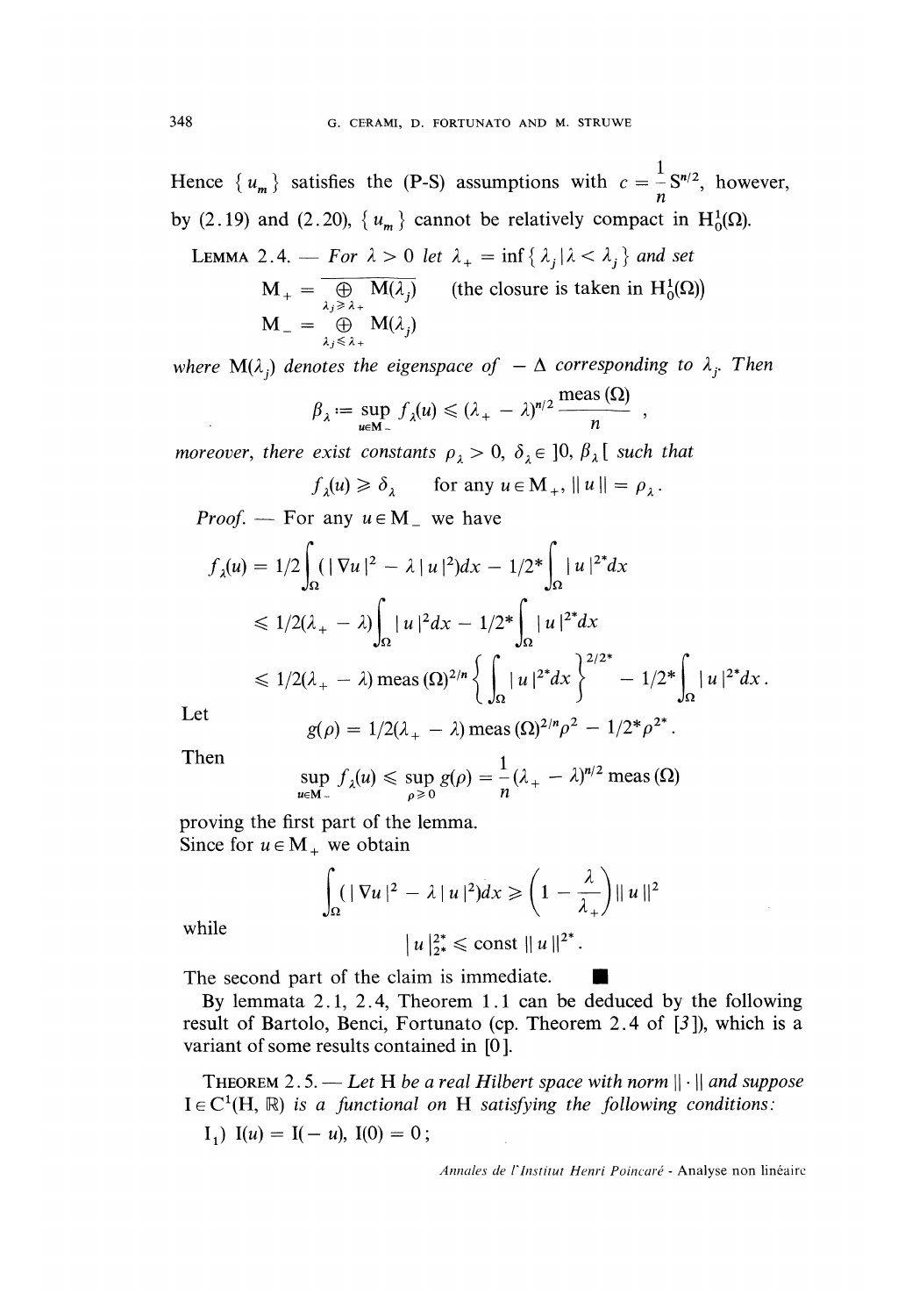Hence $\{u_m\}$ satisfies the (P-S) assumptions with $c = \frac{1}{n} S^{n/2}$, however, by (2.19) and (2.20), $\{u_m\}$ cannot be relatively compact in $H_0^1(\Omega)$.

LEMMA 2.4. — *For $\lambda > 0$ let $\lambda_+ = \inf\{\lambda_j \mid \lambda < \lambda_j\}$ and set*

$$M_+ = \overline{\bigoplus_{\lambda_j \geqslant \lambda_+} M(\lambda_j)} \qquad \text{(the closure is taken in } H_0^1(\Omega))$$

$$M_- = \bigoplus_{\lambda_j \leqslant \lambda_+} M(\lambda_j)$$

*where $M(\lambda_j)$ denotes the eigenspace of $-\Delta$ corresponding to $\lambda_j$. Then*

$$\beta_\lambda := \sup_{u \in M_-} f_\lambda(u) \leqslant (\lambda_+ - \lambda)^{n/2} \frac{\text{meas}(\Omega)}{n},$$

*moreover, there exist constants $\rho_\lambda > 0$, $\delta_\lambda \in ]0, \beta_\lambda[$ such that*

$$f_\lambda(u) \geqslant \delta_\lambda \qquad \text{for any } u \in M_+, \ \|u\| = \rho_\lambda.$$

*Proof.* — For any $u \in M_-$ we have

$$\begin{aligned}
f_\lambda(u) &= 1/2 \int_\Omega (|\nabla u|^2 - \lambda |u|^2) dx - 1/2^* \int_\Omega |u|^{2^*} dx \\
&\leqslant 1/2(\lambda_+ - \lambda) \int_\Omega |u|^2 dx - 1/2^* \int_\Omega |u|^{2^*} dx \\
&\leqslant 1/2(\lambda_+ - \lambda)\, \text{meas}(\Omega)^{2/n} \left\{ \int_\Omega |u|^{2^*} dx \right\}^{2/2^*} - 1/2^* \int_\Omega |u|^{2^*} dx.
\end{aligned}$$

Let

$$g(\rho) = 1/2(\lambda_+ - \lambda)\, \text{meas}(\Omega)^{2/n} \rho^2 - 1/2^* \rho^{2^*}.$$

Then

$$\sup_{u \in M_-} f_\lambda(u) \leqslant \sup_{\rho \geqslant 0} g(\rho) = \frac{1}{n} (\lambda_+ - \lambda)^{n/2}\, \text{meas}(\Omega)$$

proving the first part of the lemma.

Since for $u \in M_+$ we obtain

$$\int_\Omega (|\nabla u|^2 - \lambda |u|^2) dx \geqslant \left(1 - \frac{\lambda}{\lambda_+}\right) \|u\|^2$$

while

$$|u|_{2^*}^{2^*} \leqslant \text{const}\, \|u\|^{2^*}.$$

The second part of the claim is immediate. ■

By lemmata 2.1, 2.4, Theorem 1.1 can be deduced by the following result of Bartolo, Benci, Fortunato (cp. Theorem 2.4 of [3]), which is a variant of some results contained in [0].

THEOREM 2.5. — *Let H be a real Hilbert space with norm $\|\cdot\|$ and suppose $I \in C^1(H, \mathbb{R})$ is a functional on H satisfying the following conditions:*

$I_1$) $I(u) = I(-u)$, $I(0) = 0$;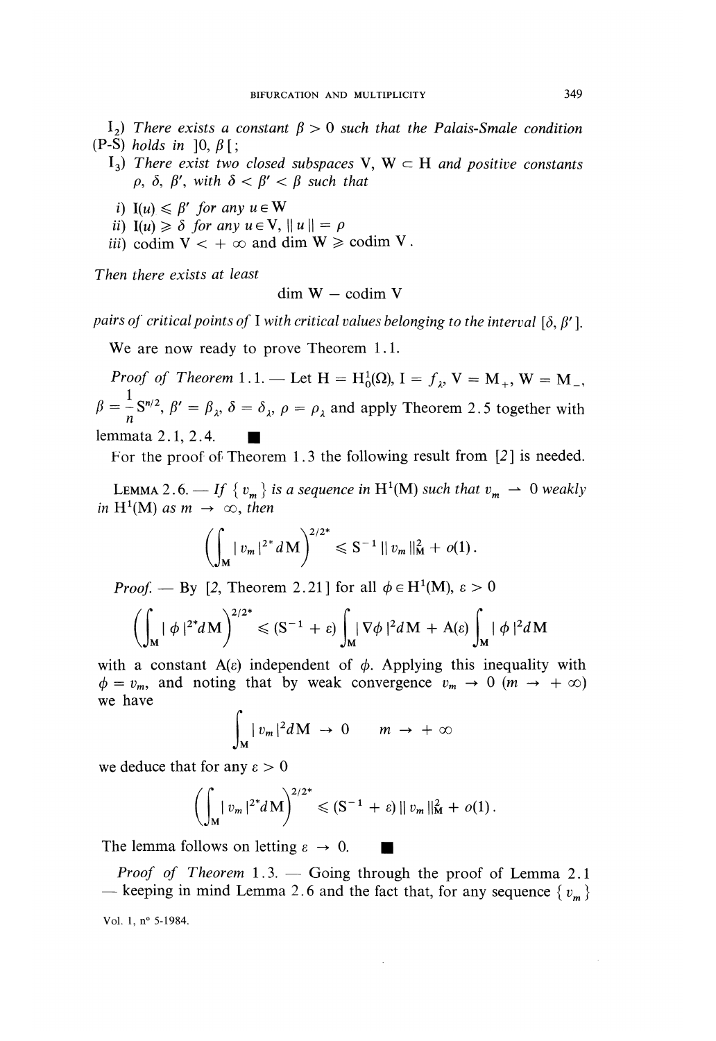$\mathrm{I}_2$) *There exists a constant $\beta > 0$ such that the Palais-Smale condition* (P-S) *holds in* $]0, \beta[$;

$\mathrm{I}_3$) *There exist two closed subspaces* $\mathrm{V}, \mathrm{W} \subset \mathrm{H}$ *and positive constants* $\rho, \delta, \beta'$, *with* $\delta < \beta' < \beta$ *such that*

*i*) $\mathrm{I}(u) \leqslant \beta'$ *for any* $u \in \mathrm{W}$

*ii*) $\mathrm{I}(u) \geqslant \delta$ *for any* $u \in \mathrm{V}$, $\|u\| = \rho$

*iii*) $\operatorname{codim} \mathrm{V} < +\infty$ and $\dim \mathrm{W} \geqslant \operatorname{codim} \mathrm{V}$.

*Then there exists at least*

$$\dim \mathrm{W} - \operatorname{codim} \mathrm{V}$$

*pairs of critical points of* I *with critical values belonging to the interval* $[\delta, \beta']$.

We are now ready to prove Theorem 1.1.

*Proof of Theorem* 1.1. — Let $\mathrm{H} = \mathrm{H}_0^1(\Omega)$, $\mathrm{I} = f_\lambda$, $\mathrm{V} = \mathrm{M}_+$, $\mathrm{W} = \mathrm{M}_-$, $\beta = \frac{1}{n} \mathrm{S}^{n/2}$, $\beta' = \beta_\lambda$, $\delta = \delta_\lambda$, $\rho = \rho_\lambda$ and apply Theorem 2.5 together with lemmata 2.1, 2.4. ■

For the proof of Theorem 1.3 the following result from [2] is needed.

LEMMA 2.6. — *If* $\{ v_m \}$ *is a sequence in* $\mathrm{H}^1(\mathrm{M})$ *such that* $v_m \rightharpoonup 0$ *weakly in* $\mathrm{H}^1(\mathrm{M})$ *as* $m \to \infty$, *then*

$$\left( \int_{\mathrm{M}} | v_m |^{2^*} d\mathrm{M} \right)^{2/2^*} \leqslant \mathrm{S}^{-1} \| v_m \|_{\mathrm{M}}^2 + o(1).$$

*Proof.* — By [2, Theorem 2.21] for all $\phi \in \mathrm{H}^1(\mathrm{M})$, $\varepsilon > 0$

$$\left( \int_{\mathrm{M}} | \phi |^{2^*} d\mathrm{M} \right)^{2/2^*} \leqslant (\mathrm{S}^{-1} + \varepsilon) \int_{\mathrm{M}} | \nabla \phi |^2 d\mathrm{M} + \mathrm{A}(\varepsilon) \int_{\mathrm{M}} | \phi |^2 d\mathrm{M}$$

with a constant $\mathrm{A}(\varepsilon)$ independent of $\phi$. Applying this inequality with $\phi = v_m$, and noting that by weak convergence $v_m \to 0$ $(m \to +\infty)$ we have

$$\int_{\mathrm{M}} | v_m |^2 d\mathrm{M} \to 0 \qquad m \to +\infty$$

we deduce that for any $\varepsilon > 0$

$$\left( \int_{\mathrm{M}} | v_m |^{2^*} d\mathrm{M} \right)^{2/2^*} \leqslant (\mathrm{S}^{-1} + \varepsilon) \| v_m \|_{\mathrm{M}}^2 + o(1).$$

The lemma follows on letting $\varepsilon \to 0$. ■

*Proof of Theorem* 1.3. — Going through the proof of Lemma 2.1 — keeping in mind Lemma 2.6 and the fact that, for any sequence $\{ v_m \}$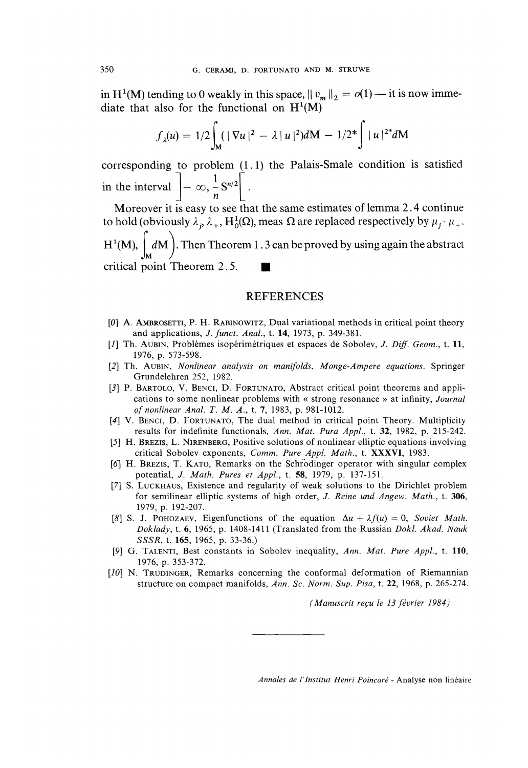in $H^1(M)$ tending to 0 weakly in this space, $\| v_m \|_2 = o(1)$ — it is now immediate that also for the functional on $H^1(M)$

$$f_\lambda(u) = 1/2 \int_M (|\nabla u|^2 - \lambda |u|^2) dM - 1/2^* \int |u|^{2^*} dM$$

corresponding to problem (1.1) the Palais-Smale condition is satisfied in the interval $\left] -\infty, \frac{1}{n} S^{n/2} \right[$.

Moreover it is easy to see that the same estimates of lemma 2.4 continue to hold (obviously $\lambda_j, \lambda_+, H_0^1(\Omega)$, meas $\Omega$ are replaced respectively by $\mu_j \cdot \mu_+$, $H^1(M)$, $\left( \int_M dM \right)$. Then Theorem 1.3 can be proved by using again the abstract critical point Theorem 2.5. ■

## REFERENCES

[0] A. Ambrosetti, P. H. Rabinowitz, Dual variational methods in critical point theory and applications, *J. funct. Anal.*, t. **14**, 1973, p. 349-381.

[1] Th. Aubin, Problèmes isopérimétriques et espaces de Sobolev, *J. Diff. Geom.*, t. **11**, 1976, p. 573-598.

[2] Th. Aubin, *Nonlinear analysis on manifolds, Monge-Ampere equations*. Springer Grundelehren 252, 1982.

[3] P. Bartolo, V. Benci, D. Fortunato, Abstract critical point theorems and applications to some nonlinear problems with « strong resonance » at infinity, *Journal of nonlinear Anal. T. M. A.*, t. **7**, 1983, p. 981-1012.

[4] V. Benci, D. Fortunato, The dual method in critical point Theory. Multiplicity results for indefinite functionals, *Ann. Mat. Pura Appl.*, t. **32**, 1982, p. 215-242.

[5] H. Brezis, L. Nirenberg, Positive solutions of nonlinear elliptic equations involving critical Sobolev exponents, *Comm. Pure Appl. Math.*, t. **XXXVI**, 1983.

[6] H. Brezis, T. Kato, Remarks on the Schrödinger operator with singular complex potential, *J. Math. Pures et Appl.*, t. **58**, 1979, p. 137-151.

[7] S. Luckhaus, Existence and regularity of weak solutions to the Dirichlet problem for semilinear elliptic systems of high order, *J. Reine und Angew. Math.*, t. **306**, 1979, p. 192-207.

[8] S. J. Pohozaev, Eigenfunctions of the equation $\Delta u + \lambda f(u) = 0$, *Soviet Math. Doklady*, t. **6**, 1965, p. 1408-1411 (Translated from the Russian *Dokl. Akad. Nauk SSSR*, t. **165**, 1965, p. 33-36.)

[9] G. Talenti, Best constants in Sobolev inequality, *Ann. Mat. Pure Appl.*, t. **110**, 1976, p. 353-372.

[10] N. Trudinger, Remarks concerning the conformal deformation of Riemannian structure on compact manifolds, *Ann. Sc. Norm. Sup. Pisa*, t. **22**, 1968, p. 265-274.

*(Manuscrit reçu le 13 février 1984)*